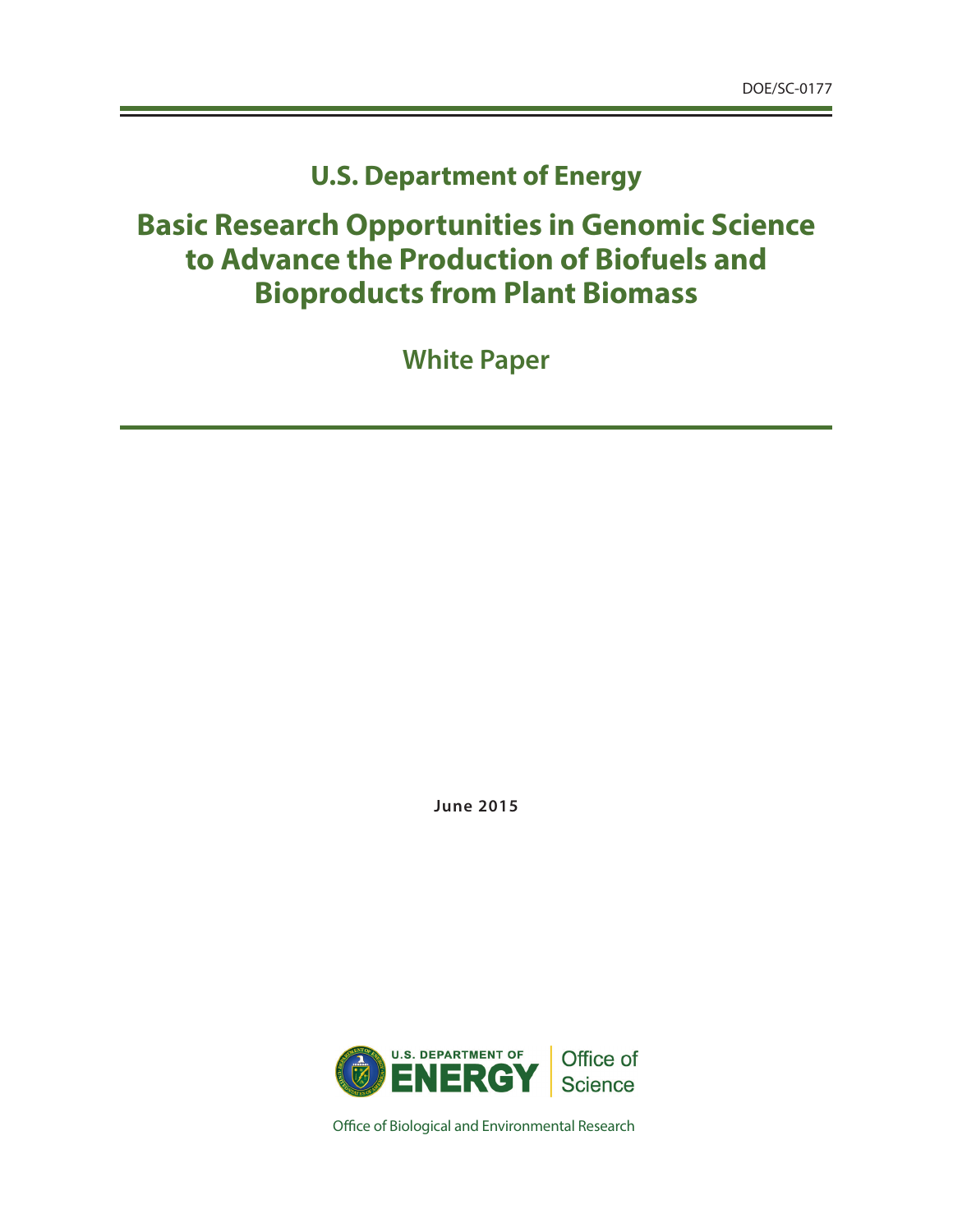DOE/SC-0177

# U.S. Department of Energy

# Basic Research Opportunities in Genomic Science to Advance the Production of Biofuels and Bioproducts from Plant Biomass

## White Paper

**June 2015**

U.S. DEPARTMENT OF ENERGY | Office of Science

Office of Biological and Environmental Research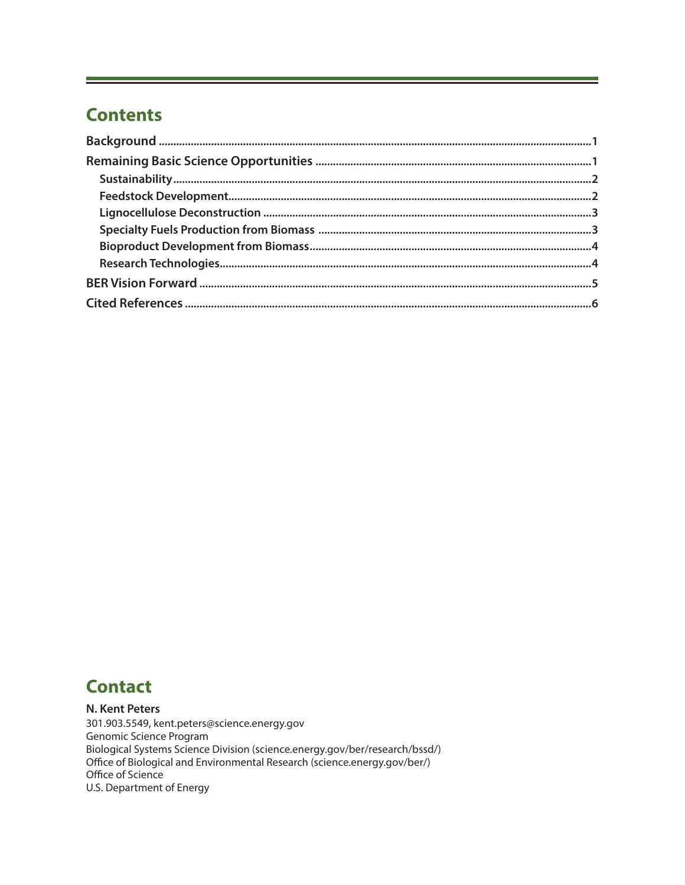## Contents

**Background** .................................................................................................................................... 1

**Remaining Basic Science Opportunities** ........................................................................................... 1

- **Sustainability** ............................................................................................................................. 2
- **Feedstock Development** ............................................................................................................. 2
- **Lignocellulose Deconstruction** ................................................................................................... 3
- **Specialty Fuels Production from Biomass** .................................................................................. 3
- **Bioproduct Development from Biomass** ..................................................................................... 4
- **Research Technologies** ............................................................................................................... 4

**BER Vision Forward** ......................................................................................................................... 5

**Cited References** ............................................................................................................................. 6

## Contact

**N. Kent Peters**
301.903.5549, kent.peters@science.energy.gov
Genomic Science Program
Biological Systems Science Division (science.energy.gov/ber/research/bssd/)
Office of Biological and Environmental Research (science.energy.gov/ber/)
Office of Science
U.S. Department of Energy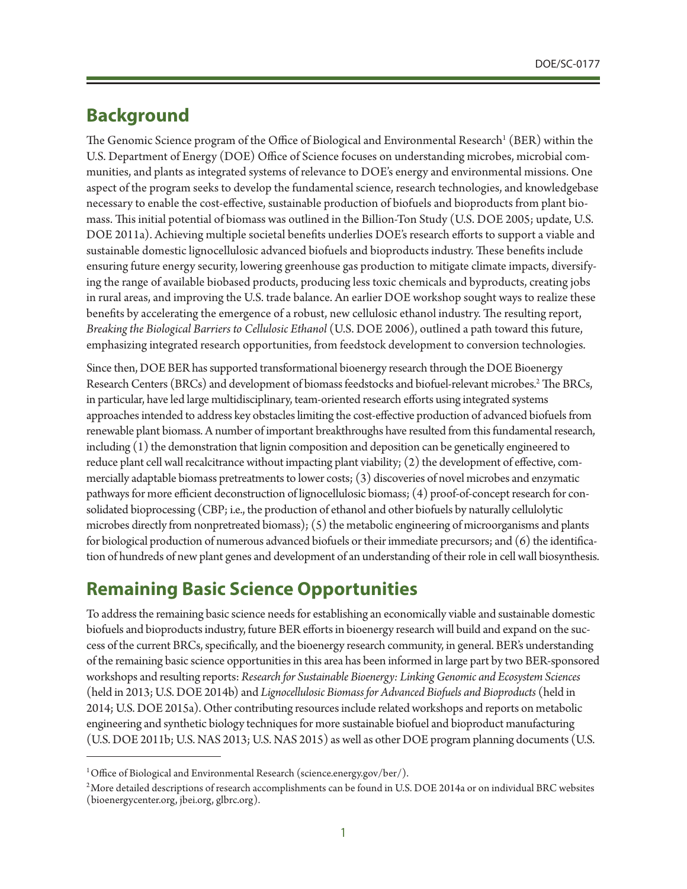## Background

The Genomic Science program of the Office of Biological and Environmental Research[1] (BER) within the U.S. Department of Energy (DOE) Office of Science focuses on understanding microbes, microbial communities, and plants as integrated systems of relevance to DOE's energy and environmental missions. One aspect of the program seeks to develop the fundamental science, research technologies, and knowledgebase necessary to enable the cost-effective, sustainable production of biofuels and bioproducts from plant biomass. This initial potential of biomass was outlined in the Billion-Ton Study (U.S. DOE 2005; update, U.S. DOE 2011a). Achieving multiple societal benefits underlies DOE's research efforts to support a viable and sustainable domestic lignocellulosic advanced biofuels and bioproducts industry. These benefits include ensuring future energy security, lowering greenhouse gas production to mitigate climate impacts, diversifying the range of available biobased products, producing less toxic chemicals and byproducts, creating jobs in rural areas, and improving the U.S. trade balance. An earlier DOE workshop sought ways to realize these benefits by accelerating the emergence of a robust, new cellulosic ethanol industry. The resulting report, *Breaking the Biological Barriers to Cellulosic Ethanol* (U.S. DOE 2006), outlined a path toward this future, emphasizing integrated research opportunities, from feedstock development to conversion technologies.

Since then, DOE BER has supported transformational bioenergy research through the DOE Bioenergy Research Centers (BRCs) and development of biomass feedstocks and biofuel-relevant microbes.[2] The BRCs, in particular, have led large multidisciplinary, team-oriented research efforts using integrated systems approaches intended to address key obstacles limiting the cost-effective production of advanced biofuels from renewable plant biomass. A number of important breakthroughs have resulted from this fundamental research, including (1) the demonstration that lignin composition and deposition can be genetically engineered to reduce plant cell wall recalcitrance without impacting plant viability; (2) the development of effective, commercially adaptable biomass pretreatments to lower costs; (3) discoveries of novel microbes and enzymatic pathways for more efficient deconstruction of lignocellulosic biomass; (4) proof-of-concept research for consolidated bioprocessing (CBP; i.e., the production of ethanol and other biofuels by naturally cellulolytic microbes directly from nonpretreated biomass); (5) the metabolic engineering of microorganisms and plants for biological production of numerous advanced biofuels or their immediate precursors; and (6) the identification of hundreds of new plant genes and development of an understanding of their role in cell wall biosynthesis.

## Remaining Basic Science Opportunities

To address the remaining basic science needs for establishing an economically viable and sustainable domestic biofuels and bioproducts industry, future BER efforts in bioenergy research will build and expand on the success of the current BRCs, specifically, and the bioenergy research community, in general. BER's understanding of the remaining basic science opportunities in this area has been informed in large part by two BER-sponsored workshops and resulting reports: *Research for Sustainable Bioenergy: Linking Genomic and Ecosystem Sciences* (held in 2013; U.S. DOE 2014b) and *Lignocellulosic Biomass for Advanced Biofuels and Bioproducts* (held in 2014; U.S. DOE 2015a). Other contributing resources include related workshops and reports on metabolic engineering and synthetic biology techniques for more sustainable biofuel and bioproduct manufacturing (U.S. DOE 2011b; U.S. NAS 2013; U.S. NAS 2015) as well as other DOE program planning documents (U.S.

---

[1] Office of Biological and Environmental Research (science.energy.gov/ber/).

[2] More detailed descriptions of research accomplishments can be found in U.S. DOE 2014a or on individual BRC websites (bioenergycenter.org, jbei.org, glbrc.org).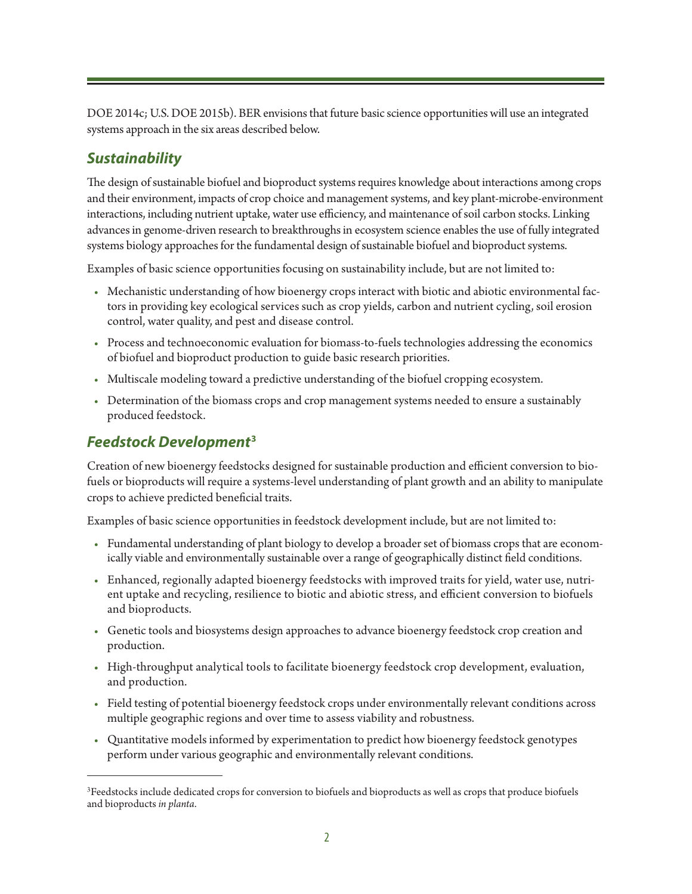DOE 2014c; U.S. DOE 2015b). BER envisions that future basic science opportunities will use an integrated systems approach in the six areas described below.

## *Sustainability*

The design of sustainable biofuel and bioproduct systems requires knowledge about interactions among crops and their environment, impacts of crop choice and management systems, and key plant-microbe-environment interactions, including nutrient uptake, water use efficiency, and maintenance of soil carbon stocks. Linking advances in genome-driven research to breakthroughs in ecosystem science enables the use of fully integrated systems biology approaches for the fundamental design of sustainable biofuel and bioproduct systems.

Examples of basic science opportunities focusing on sustainability include, but are not limited to:

- Mechanistic understanding of how bioenergy crops interact with biotic and abiotic environmental factors in providing key ecological services such as crop yields, carbon and nutrient cycling, soil erosion control, water quality, and pest and disease control.
- Process and technoeconomic evaluation for biomass-to-fuels technologies addressing the economics of biofuel and bioproduct production to guide basic research priorities.
- Multiscale modeling toward a predictive understanding of the biofuel cropping ecosystem.
- Determination of the biomass crops and crop management systems needed to ensure a sustainably produced feedstock.

## *Feedstock Development*[3]

Creation of new bioenergy feedstocks designed for sustainable production and efficient conversion to biofuels or bioproducts will require a systems-level understanding of plant growth and an ability to manipulate crops to achieve predicted beneficial traits.

Examples of basic science opportunities in feedstock development include, but are not limited to:

- Fundamental understanding of plant biology to develop a broader set of biomass crops that are economically viable and environmentally sustainable over a range of geographically distinct field conditions.
- Enhanced, regionally adapted bioenergy feedstocks with improved traits for yield, water use, nutrient uptake and recycling, resilience to biotic and abiotic stress, and efficient conversion to biofuels and bioproducts.
- Genetic tools and biosystems design approaches to advance bioenergy feedstock crop creation and production.
- High-throughput analytical tools to facilitate bioenergy feedstock crop development, evaluation, and production.
- Field testing of potential bioenergy feedstock crops under environmentally relevant conditions across multiple geographic regions and over time to assess viability and robustness.
- Quantitative models informed by experimentation to predict how bioenergy feedstock genotypes perform under various geographic and environmentally relevant conditions.

---

[3]Feedstocks include dedicated crops for conversion to biofuels and bioproducts as well as crops that produce biofuels and bioproducts *in planta*.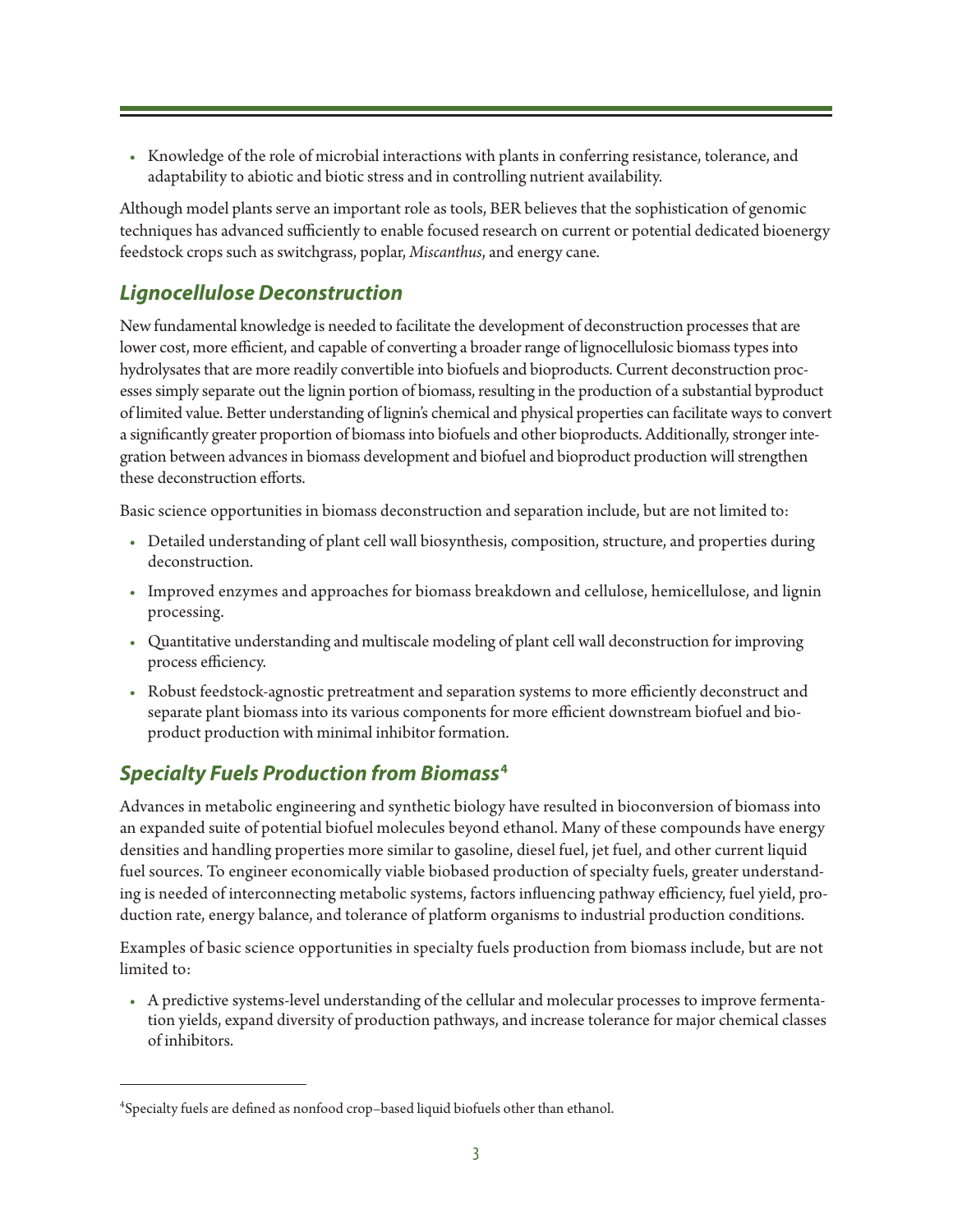- Knowledge of the role of microbial interactions with plants in conferring resistance, tolerance, and adaptability to abiotic and biotic stress and in controlling nutrient availability.

Although model plants serve an important role as tools, BER believes that the sophistication of genomic techniques has advanced sufficiently to enable focused research on current or potential dedicated bioenergy feedstock crops such as switchgrass, poplar, *Miscanthus*, and energy cane.

## *Lignocellulose Deconstruction*

New fundamental knowledge is needed to facilitate the development of deconstruction processes that are lower cost, more efficient, and capable of converting a broader range of lignocellulosic biomass types into hydrolysates that are more readily convertible into biofuels and bioproducts. Current deconstruction processes simply separate out the lignin portion of biomass, resulting in the production of a substantial byproduct of limited value. Better understanding of lignin's chemical and physical properties can facilitate ways to convert a significantly greater proportion of biomass into biofuels and other bioproducts. Additionally, stronger integration between advances in biomass development and biofuel and bioproduct production will strengthen these deconstruction efforts.

Basic science opportunities in biomass deconstruction and separation include, but are not limited to:

- Detailed understanding of plant cell wall biosynthesis, composition, structure, and properties during deconstruction.
- Improved enzymes and approaches for biomass breakdown and cellulose, hemicellulose, and lignin processing.
- Quantitative understanding and multiscale modeling of plant cell wall deconstruction for improving process efficiency.
- Robust feedstock-agnostic pretreatment and separation systems to more efficiently deconstruct and separate plant biomass into its various components for more efficient downstream biofuel and bioproduct production with minimal inhibitor formation.

## *Specialty Fuels Production from Biomass*[4]

Advances in metabolic engineering and synthetic biology have resulted in bioconversion of biomass into an expanded suite of potential biofuel molecules beyond ethanol. Many of these compounds have energy densities and handling properties more similar to gasoline, diesel fuel, jet fuel, and other current liquid fuel sources. To engineer economically viable biobased production of specialty fuels, greater understanding is needed of interconnecting metabolic systems, factors influencing pathway efficiency, fuel yield, production rate, energy balance, and tolerance of platform organisms to industrial production conditions.

Examples of basic science opportunities in specialty fuels production from biomass include, but are not limited to:

- A predictive systems-level understanding of the cellular and molecular processes to improve fermentation yields, expand diversity of production pathways, and increase tolerance for major chemical classes of inhibitors.

---

[4]Specialty fuels are defined as nonfood crop–based liquid biofuels other than ethanol.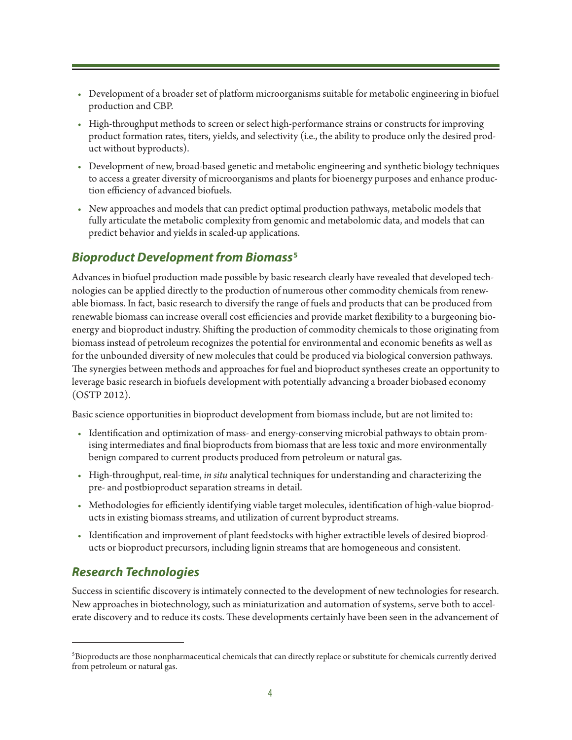- Development of a broader set of platform microorganisms suitable for metabolic engineering in biofuel production and CBP.
- High-throughput methods to screen or select high-performance strains or constructs for improving product formation rates, titers, yields, and selectivity (i.e., the ability to produce only the desired product without byproducts).
- Development of new, broad-based genetic and metabolic engineering and synthetic biology techniques to access a greater diversity of microorganisms and plants for bioenergy purposes and enhance production efficiency of advanced biofuels.
- New approaches and models that can predict optimal production pathways, metabolic models that fully articulate the metabolic complexity from genomic and metabolomic data, and models that can predict behavior and yields in scaled-up applications.

## *Bioproduct Development from Biomass*[5]

Advances in biofuel production made possible by basic research clearly have revealed that developed technologies can be applied directly to the production of numerous other commodity chemicals from renewable biomass. In fact, basic research to diversify the range of fuels and products that can be produced from renewable biomass can increase overall cost efficiencies and provide market flexibility to a burgeoning bioenergy and bioproduct industry. Shifting the production of commodity chemicals to those originating from biomass instead of petroleum recognizes the potential for environmental and economic benefits as well as for the unbounded diversity of new molecules that could be produced via biological conversion pathways. The synergies between methods and approaches for fuel and bioproduct syntheses create an opportunity to leverage basic research in biofuels development with potentially advancing a broader biobased economy (OSTP 2012).

Basic science opportunities in bioproduct development from biomass include, but are not limited to:

- Identification and optimization of mass- and energy-conserving microbial pathways to obtain promising intermediates and final bioproducts from biomass that are less toxic and more environmentally benign compared to current products produced from petroleum or natural gas.
- High-throughput, real-time, *in situ* analytical techniques for understanding and characterizing the pre- and postbioproduct separation streams in detail.
- Methodologies for efficiently identifying viable target molecules, identification of high-value bioproducts in existing biomass streams, and utilization of current byproduct streams.
- Identification and improvement of plant feedstocks with higher extractible levels of desired bioproducts or bioproduct precursors, including lignin streams that are homogeneous and consistent.

## *Research Technologies*

Success in scientific discovery is intimately connected to the development of new technologies for research. New approaches in biotechnology, such as miniaturization and automation of systems, serve both to accelerate discovery and to reduce its costs. These developments certainly have been seen in the advancement of

---

[5] Bioproducts are those nonpharmaceutical chemicals that can directly replace or substitute for chemicals currently derived from petroleum or natural gas.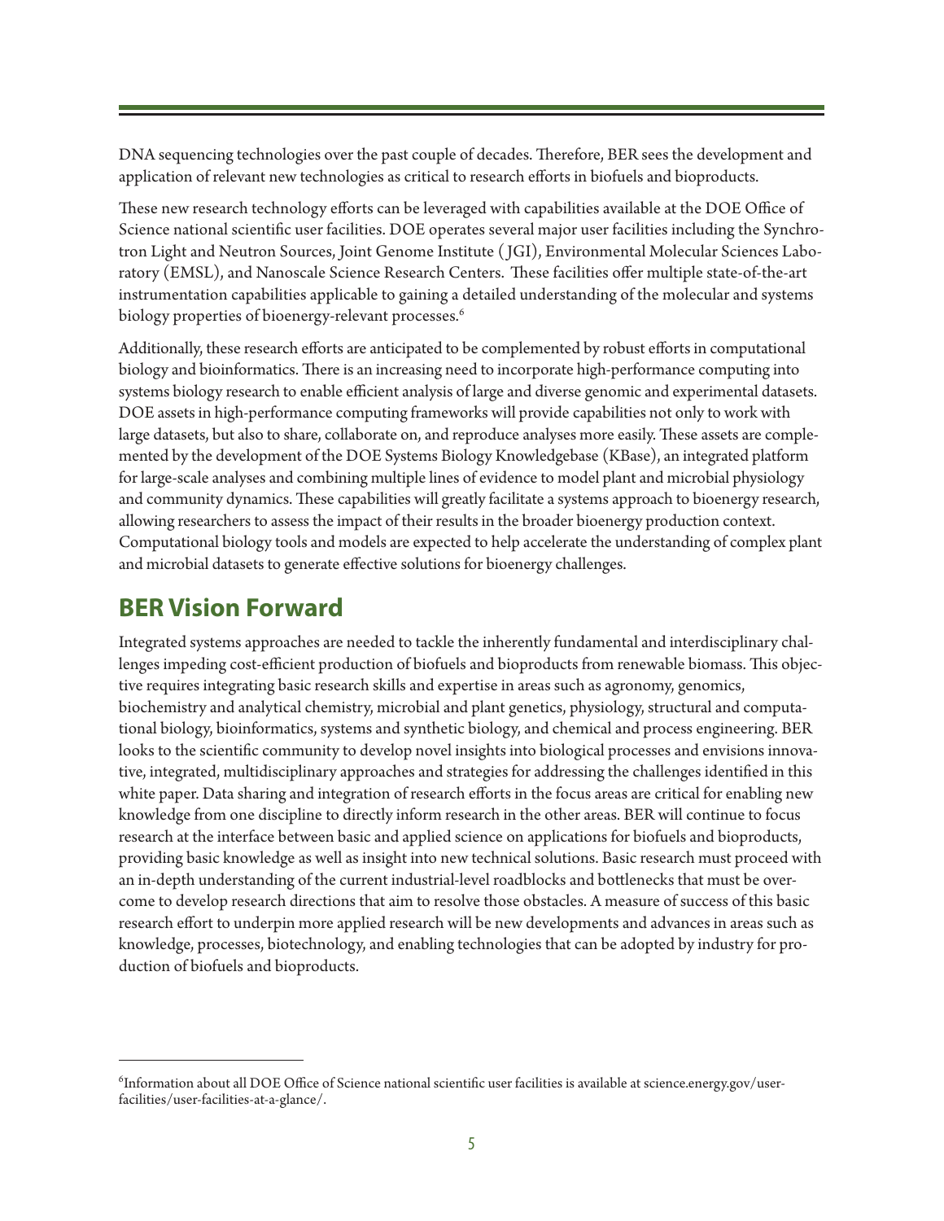DNA sequencing technologies over the past couple of decades. Therefore, BER sees the development and application of relevant new technologies as critical to research efforts in biofuels and bioproducts.

These new research technology efforts can be leveraged with capabilities available at the DOE Office of Science national scientific user facilities. DOE operates several major user facilities including the Synchrotron Light and Neutron Sources, Joint Genome Institute (JGI), Environmental Molecular Sciences Laboratory (EMSL), and Nanoscale Science Research Centers. These facilities offer multiple state-of-the-art instrumentation capabilities applicable to gaining a detailed understanding of the molecular and systems biology properties of bioenergy-relevant processes.[6]

Additionally, these research efforts are anticipated to be complemented by robust efforts in computational biology and bioinformatics. There is an increasing need to incorporate high-performance computing into systems biology research to enable efficient analysis of large and diverse genomic and experimental datasets. DOE assets in high-performance computing frameworks will provide capabilities not only to work with large datasets, but also to share, collaborate on, and reproduce analyses more easily. These assets are complemented by the development of the DOE Systems Biology Knowledgebase (KBase), an integrated platform for large-scale analyses and combining multiple lines of evidence to model plant and microbial physiology and community dynamics. These capabilities will greatly facilitate a systems approach to bioenergy research, allowing researchers to assess the impact of their results in the broader bioenergy production context. Computational biology tools and models are expected to help accelerate the understanding of complex plant and microbial datasets to generate effective solutions for bioenergy challenges.

## BER Vision Forward

Integrated systems approaches are needed to tackle the inherently fundamental and interdisciplinary challenges impeding cost-efficient production of biofuels and bioproducts from renewable biomass. This objective requires integrating basic research skills and expertise in areas such as agronomy, genomics, biochemistry and analytical chemistry, microbial and plant genetics, physiology, structural and computational biology, bioinformatics, systems and synthetic biology, and chemical and process engineering. BER looks to the scientific community to develop novel insights into biological processes and envisions innovative, integrated, multidisciplinary approaches and strategies for addressing the challenges identified in this white paper. Data sharing and integration of research efforts in the focus areas are critical for enabling new knowledge from one discipline to directly inform research in the other areas. BER will continue to focus research at the interface between basic and applied science on applications for biofuels and bioproducts, providing basic knowledge as well as insight into new technical solutions. Basic research must proceed with an in-depth understanding of the current industrial-level roadblocks and bottlenecks that must be overcome to develop research directions that aim to resolve those obstacles. A measure of success of this basic research effort to underpin more applied research will be new developments and advances in areas such as knowledge, processes, biotechnology, and enabling technologies that can be adopted by industry for production of biofuels and bioproducts.

---

[6] Information about all DOE Office of Science national scientific user facilities is available at science.energy.gov/user-facilities/user-facilities-at-a-glance/.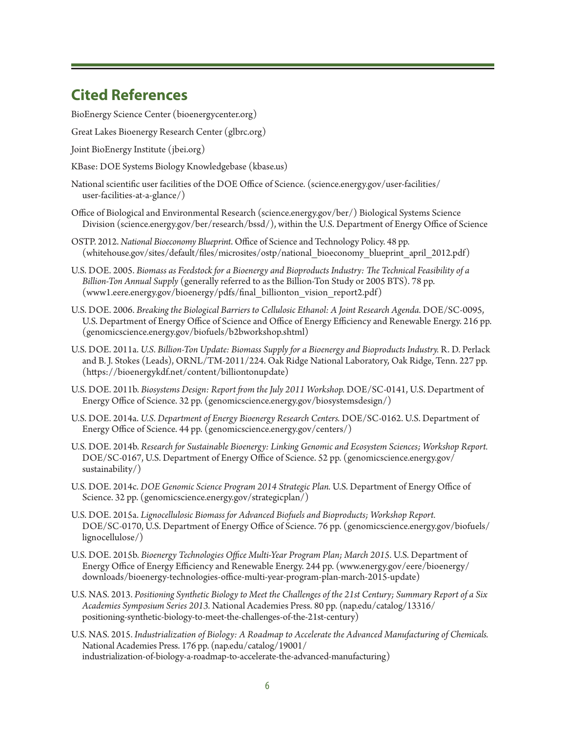## Cited References

BioEnergy Science Center (bioenergycenter.org)

Great Lakes Bioenergy Research Center (glbrc.org)

Joint BioEnergy Institute (jbei.org)

KBase: DOE Systems Biology Knowledgebase (kbase.us)

National scientific user facilities of the DOE Office of Science. (science.energy.gov/user-facilities/user-facilities-at-a-glance/)

Office of Biological and Environmental Research (science.energy.gov/ber/) Biological Systems Science Division (science.energy.gov/ber/research/bssd/), within the U.S. Department of Energy Office of Science

OSTP. 2012. *National Bioeconomy Blueprint*. Office of Science and Technology Policy. 48 pp. (whitehouse.gov/sites/default/files/microsites/ostp/national_bioeconomy_blueprint_april_2012.pdf)

U.S. DOE. 2005. *Biomass as Feedstock for a Bioenergy and Bioproducts Industry: The Technical Feasibility of a Billion-Ton Annual Supply* (generally referred to as the Billion-Ton Study or 2005 BTS). 78 pp. (www1.eere.energy.gov/bioenergy/pdfs/final_billionton_vision_report2.pdf)

U.S. DOE. 2006. *Breaking the Biological Barriers to Cellulosic Ethanol: A Joint Research Agenda.* DOE/SC-0095, U.S. Department of Energy Office of Science and Office of Energy Efficiency and Renewable Energy. 216 pp. (genomicscience.energy.gov/biofuels/b2bworkshop.shtml)

U.S. DOE. 2011a. *U.S. Billion-Ton Update: Biomass Supply for a Bioenergy and Bioproducts Industry.* R. D. Perlack and B. J. Stokes (Leads), ORNL/TM-2011/224. Oak Ridge National Laboratory, Oak Ridge, Tenn. 227 pp. (https://bioenergykdf.net/content/billiontonupdate)

U.S. DOE. 2011b. *Biosystems Design: Report from the July 2011 Workshop.* DOE/SC-0141, U.S. Department of Energy Office of Science. 32 pp. (genomicscience.energy.gov/biosystemsdesign/)

U.S. DOE. 2014a. *U.S. Department of Energy Bioenergy Research Centers.* DOE/SC-0162. U.S. Department of Energy Office of Science. 44 pp. (genomicscience.energy.gov/centers/)

U.S. DOE. 2014b. *Research for Sustainable Bioenergy: Linking Genomic and Ecosystem Sciences; Workshop Report.* DOE/SC-0167, U.S. Department of Energy Office of Science. 52 pp. (genomicscience.energy.gov/sustainability/)

U.S. DOE. 2014c. *DOE Genomic Science Program 2014 Strategic Plan.* U.S. Department of Energy Office of Science. 32 pp. (genomicscience.energy.gov/strategicplan/)

U.S. DOE. 2015a. *Lignocellulosic Biomass for Advanced Biofuels and Bioproducts; Workshop Report.* DOE/SC-0170, U.S. Department of Energy Office of Science. 76 pp. (genomicscience.energy.gov/biofuels/lignocellulose/)

U.S. DOE. 2015b. *Bioenergy Technologies Office Multi-Year Program Plan; March 2015*. U.S. Department of Energy Office of Energy Efficiency and Renewable Energy. 244 pp. (www.energy.gov/eere/bioenergy/downloads/bioenergy-technologies-office-multi-year-program-plan-march-2015-update)

U.S. NAS. 2013. *Positioning Synthetic Biology to Meet the Challenges of the 21st Century; Summary Report of a Six Academies Symposium Series 2013.* National Academies Press. 80 pp. (nap.edu/catalog/13316/positioning-synthetic-biology-to-meet-the-challenges-of-the-21st-century)

U.S. NAS. 2015. *Industrialization of Biology: A Roadmap to Accelerate the Advanced Manufacturing of Chemicals.* National Academies Press. 176 pp. (nap.edu/catalog/19001/industrialization-of-biology-a-roadmap-to-accelerate-the-advanced-manufacturing)